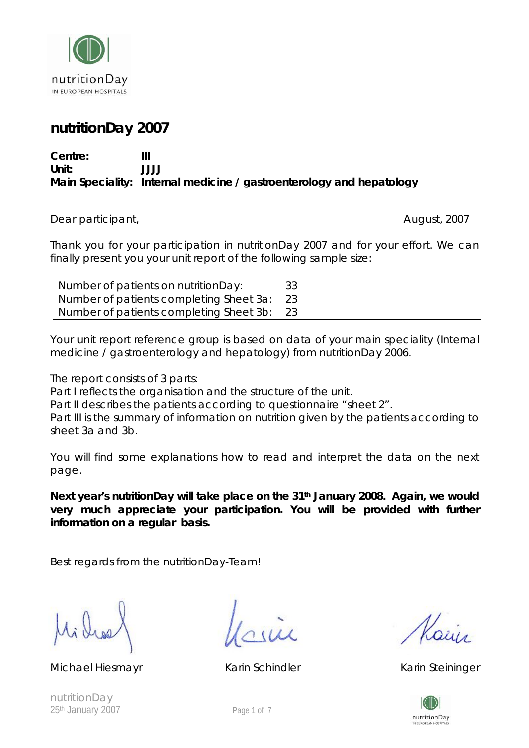nutritionDay
IN EUROPEAN HOSPITALS

# nutritionDay 2007

**Centre:** III
**Unit:** JJJJ
**Main Speciality:** Internal medicine / gastroenterology and hepatology

Dear participant, August, 2007

Thank you for your participation in nutritionDay 2007 and for your effort. We can finally present you your unit report of the following sample size:

| | |
|---|---|
| Number of patients on nutritionDay: | 33 |
| Number of patients completing Sheet 3a: | 23 |
| Number of patients completing Sheet 3b: | 23 |

Your unit report reference group is based on data of your main speciality (Internal medicine / gastroenterology and hepatology) from nutritionDay 2006.

The report consists of 3 parts:
Part I reflects the organisation and the structure of the unit.
Part II describes the patients according to questionnaire "sheet 2".
Part III is the summary of information on nutrition given by the patients according to sheet 3a and 3b.

You will find some explanations how to read and interpret the data on the next page.

**Next year's nutritionDay will take place on the 31th January 2008. Again, we would very much appreciate your participation. You will be provided with further information on a regular basis.**

Best regards from the nutritionDay-Team!

Michael Hiesmayr | Karin Schindler | Karin Steininger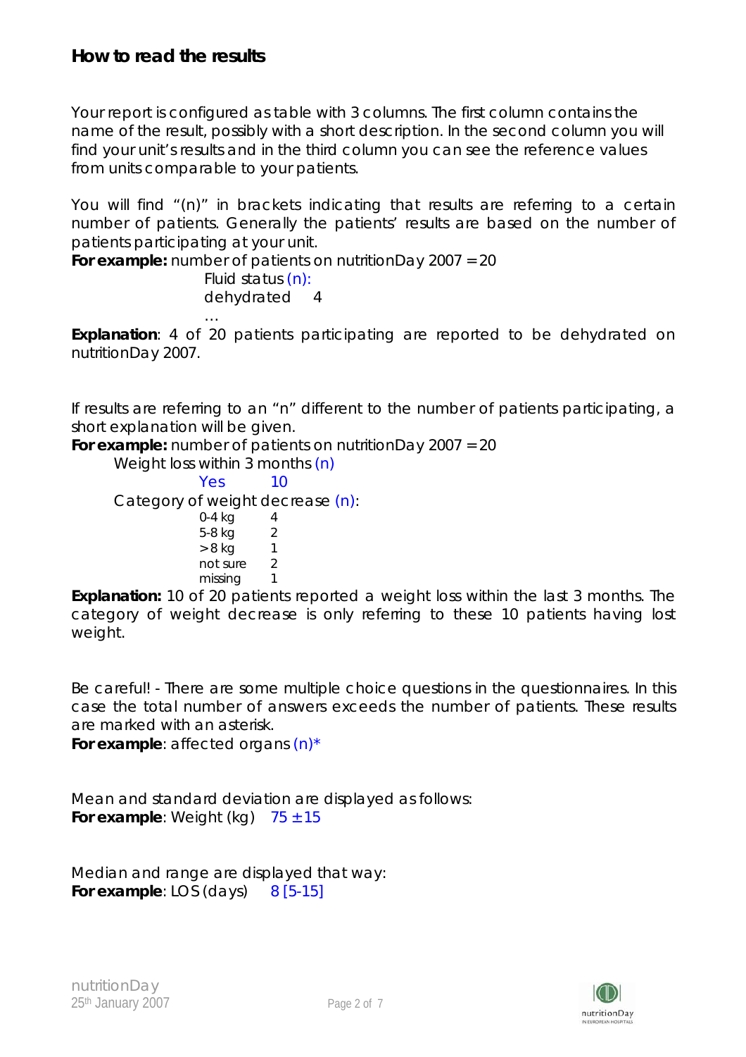## How to read the results

Your report is configured as table with 3 columns. The first column contains the name of the result, possibly with a short description. In the second column you will find your unit's results and in the third column you can see the reference values from units comparable to your patients.

You will find "(n)" in brackets indicating that results are referring to a certain number of patients. Generally the patients' results are based on the number of patients participating at your unit.

**For example:** number of patients on nutritionDay 2007 = 20

Fluid status (n):
dehydrated 4
…

**Explanation**: 4 of 20 patients participating are reported to be dehydrated on nutritionDay 2007.

If results are referring to an "n" different to the number of patients participating, a short explanation will be given.

**For example:** number of patients on nutritionDay 2007 = 20

Weight loss within 3 months (n)

| | |
|---|---|
| Yes | 10 |

Category of weight decrease (n):

| | |
|---|---|
| 0-4 kg | 4 |
| 5-8 kg | 2 |
| > 8 kg | 1 |
| not sure | 2 |
| missing | 1 |

**Explanation:** 10 of 20 patients reported a weight loss within the last 3 months. The category of weight decrease is only referring to these 10 patients having lost weight.

Be careful! - There are some multiple choice questions in the questionnaires. In this case the total number of answers exceeds the number of patients. These results are marked with an asterisk.

**For example**: affected organs (n)*

Mean and standard deviation are displayed as follows:

**For example**: Weight (kg) 75 ± 15

Median and range are displayed that way:

**For example**: LOS (days) 8 [5-15]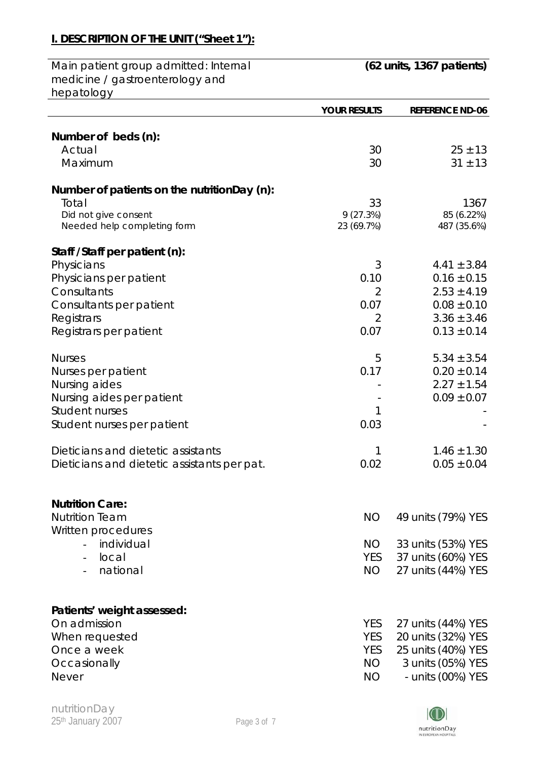## I. DESCRIPTION OF THE UNIT ("Sheet 1"):

| Main patient group admitted: Internal medicine / gastroenterology and hepatology | | (62 units, 1367 patients) |
|---|---|---|
| | **YOUR RESULTS** | **REFERENCE ND-06** |
| **Number of beds (n):** | | |
| Actual | 30 | 25 ± 13 |
| Maximum | 30 | 31 ± 13 |
| **Number of patients on the nutritionDay (n):** | | |
| Total | 33 | 1367 |
| Did not give consent | 9 (27.3%) | 85 (6.22%) |
| Needed help completing form | 23 (69.7%) | 487 (35.6%) |
| **Staff /Staff per patient (n):** | | |
| Physicians | 3 | 4.41 ± 3.84 |
| Physicians per patient | 0.10 | 0.16 ± 0.15 |
| Consultants | 2 | 2.53 ± 4.19 |
| Consultants per patient | 0.07 | 0.08 ± 0.10 |
| Registrars | 2 | 3.36 ± 3.46 |
| Registrars per patient | 0.07 | 0.13 ± 0.14 |
| Nurses | 5 | 5.34 ± 3.54 |
| Nurses per patient | 0.17 | 0.20 ± 0.14 |
| Nursing aides | - | 2.27 ± 1.54 |
| Nursing aides per patient | - | 0.09 ± 0.07 |
| Student nurses | 1 | - |
| Student nurses per patient | 0.03 | - |
| Dieticians and dietetic assistants | 1 | 1.46 ± 1.30 |
| Dieticians and dietetic assistants per pat. | 0.02 | 0.05 ± 0.04 |
| **Nutrition Care:** | | |
| Nutrition Team | NO | 49 units (79%) YES |
| Written procedures | | |
| - individual | NO | 33 units (53%) YES |
| - local | YES | 37 units (60%) YES |
| - national | NO | 27 units (44%) YES |
| **Patients' weight assessed:** | | |
| On admission | YES | 27 units (44%) YES |
| When requested | YES | 20 units (32%) YES |
| Once a week | YES | 25 units (40%) YES |
| Occasionally | NO | 3 units (05%) YES |
| Never | NO | - units (00%) YES |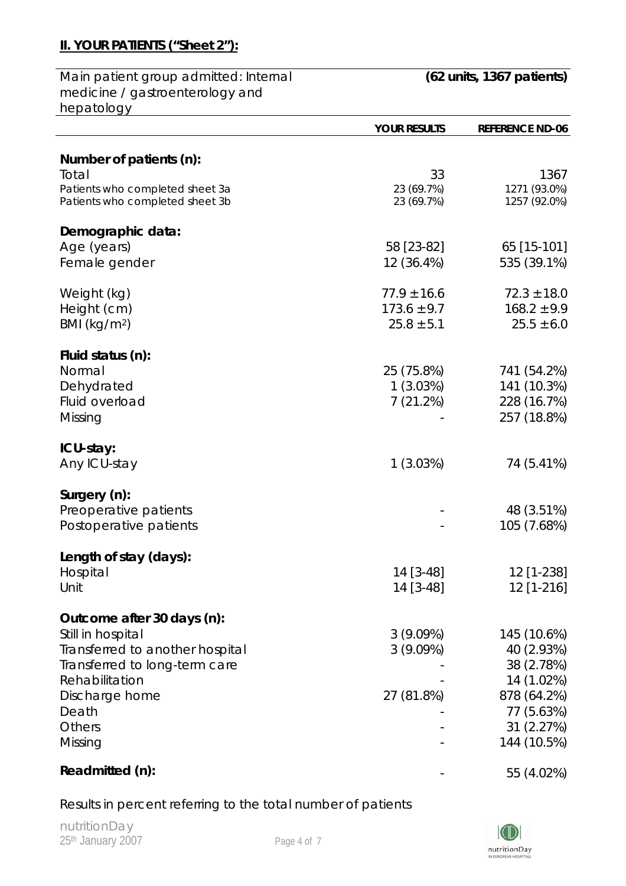## II. YOUR PATIENTS ("Sheet 2"):

| Main patient group admitted: Internal medicine / gastroenterology and hepatology | (62 units, 1367 patients) | |
|---|---|---|
| | **YOUR RESULTS** | **REFERENCE ND-06** |
| **Number of patients (n):** | | |
| Total | 33 | 1367 |
| Patients who completed sheet 3a | 23 (69.7%) | 1271 (93.0%) |
| Patients who completed sheet 3b | 23 (69.7%) | 1257 (92.0%) |
| **Demographic data:** | | |
| Age (years) | 58 [23-82] | 65 [15-101] |
| Female gender | 12 (36.4%) | 535 (39.1%) |
| Weight (kg) | 77.9 ± 16.6 | 72.3 ± 18.0 |
| Height (cm) | 173.6 ± 9.7 | 168.2 ± 9.9 |
| BMI (kg/m²) | 25.8 ± 5.1 | 25.5 ± 6.0 |
| **Fluid status (n):** | | |
| Normal | 25 (75.8%) | 741 (54.2%) |
| Dehydrated | 1 (3.03%) | 141 (10.3%) |
| Fluid overload | 7 (21.2%) | 228 (16.7%) |
| Missing | - | 257 (18.8%) |
| **ICU-stay:** | | |
| Any ICU-stay | 1 (3.03%) | 74 (5.41%) |
| **Surgery (n):** | | |
| Preoperative patients | - | 48 (3.51%) |
| Postoperative patients | - | 105 (7.68%) |
| **Length of stay (days):** | | |
| Hospital | 14 [3-48] | 12 [1-238] |
| Unit | 14 [3-48] | 12 [1-216] |
| **Outcome after 30 days (n):** | | |
| Still in hospital | 3 (9.09%) | 145 (10.6%) |
| Transferred to another hospital | 3 (9.09%) | 40 (2.93%) |
| Transferred to long-term care | - | 38 (2.78%) |
| Rehabilitation | - | 14 (1.02%) |
| Discharge home | 27 (81.8%) | 878 (64.2%) |
| Death | - | 77 (5.63%) |
| Others | - | 31 (2.27%) |
| Missing | - | 144 (10.5%) |
| **Readmitted (n):** | - | 55 (4.02%) |

Results in percent referring to the total number of patients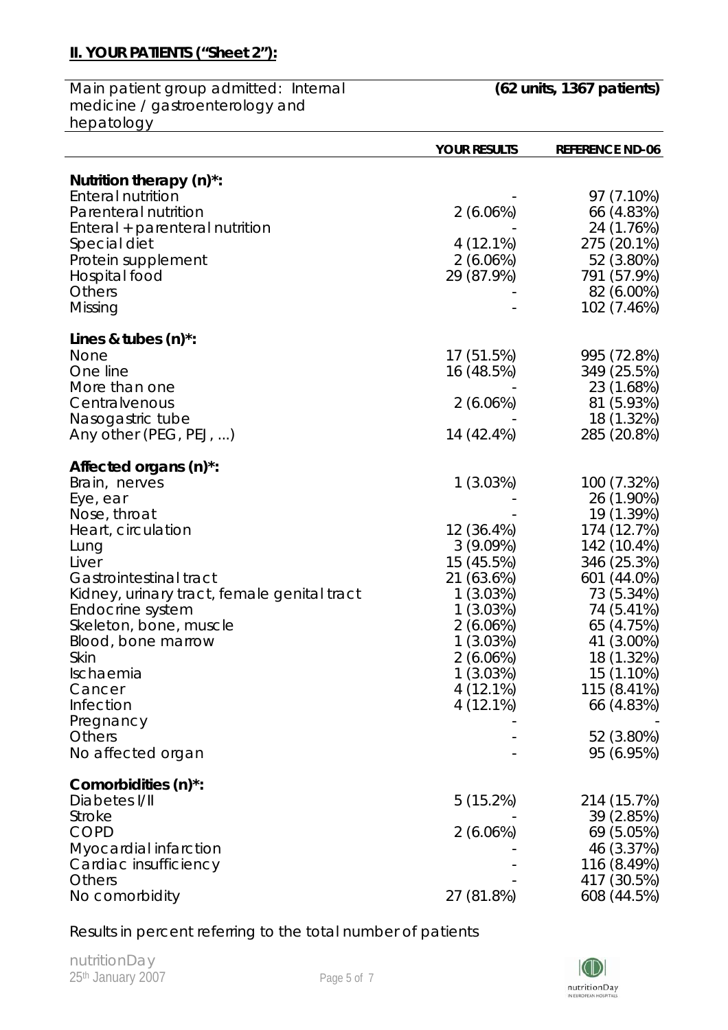## II. YOUR PATIENTS ("Sheet 2"):

| Main patient group admitted: Internal medicine / gastroenterology and hepatology | | (62 units, 1367 patients) |
|---|---|---|
| | **YOUR RESULTS** | **REFERENCE ND-06** |
| **Nutrition therapy (n)*:** | | |
| Enteral nutrition | - | 97 (7.10%) |
| Parenteral nutrition | 2 (6.06%) | 66 (4.83%) |
| Enteral + parenteral nutrition | - | 24 (1.76%) |
| Special diet | 4 (12.1%) | 275 (20.1%) |
| Protein supplement | 2 (6.06%) | 52 (3.80%) |
| Hospital food | 29 (87.9%) | 791 (57.9%) |
| Others | - | 82 (6.00%) |
| Missing | - | 102 (7.46%) |
| **Lines & tubes (n)*:** | | |
| None | 17 (51.5%) | 995 (72.8%) |
| One line | 16 (48.5%) | 349 (25.5%) |
| More than one | - | 23 (1.68%) |
| Centralvenous | 2 (6.06%) | 81 (5.93%) |
| Nasogastric tube | - | 18 (1.32%) |
| Any other (PEG, PEJ, ...) | 14 (42.4%) | 285 (20.8%) |
| **Affected organs (n)*:** | | |
| Brain, nerves | 1 (3.03%) | 100 (7.32%) |
| Eye, ear | - | 26 (1.90%) |
| Nose, throat | - | 19 (1.39%) |
| Heart, circulation | 12 (36.4%) | 174 (12.7%) |
| Lung | 3 (9.09%) | 142 (10.4%) |
| Liver | 15 (45.5%) | 346 (25.3%) |
| Gastrointestinal tract | 21 (63.6%) | 601 (44.0%) |
| Kidney, urinary tract, female genital tract | 1 (3.03%) | 73 (5.34%) |
| Endocrine system | 1 (3.03%) | 74 (5.41%) |
| Skeleton, bone, muscle | 2 (6.06%) | 65 (4.75%) |
| Blood, bone marrow | 1 (3.03%) | 41 (3.00%) |
| Skin | 2 (6.06%) | 18 (1.32%) |
| Ischaemia | 1 (3.03%) | 15 (1.10%) |
| Cancer | 4 (12.1%) | 115 (8.41%) |
| Infection | 4 (12.1%) | 66 (4.83%) |
| Pregnancy | - | - |
| Others | - | 52 (3.80%) |
| No affected organ | - | 95 (6.95%) |
| **Comorbidities (n)*:** | | |
| Diabetes I/II | 5 (15.2%) | 214 (15.7%) |
| Stroke | - | 39 (2.85%) |
| COPD | 2 (6.06%) | 69 (5.05%) |
| Myocardial infarction | - | 46 (3.37%) |
| Cardiac insufficiency | - | 116 (8.49%) |
| Others | - | 417 (30.5%) |
| No comorbidity | 27 (81.8%) | 608 (44.5%) |

Results in percent referring to the total number of patients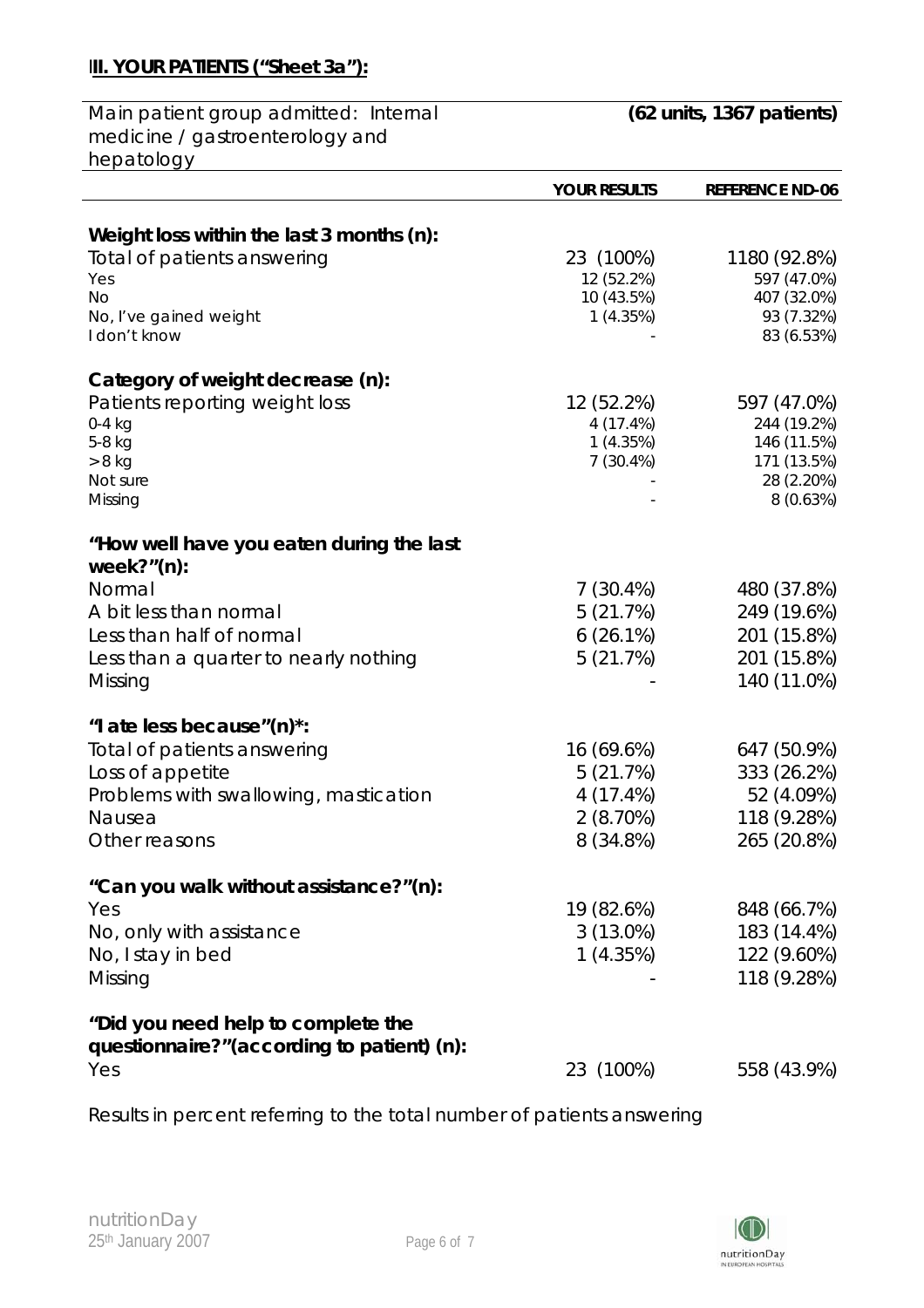## III. YOUR PATIENTS ("Sheet 3a"):

| Main patient group admitted: Internal medicine / gastroenterology and hepatology | | (62 units, 1367 patients) |
|---|---|---|
| | **YOUR RESULTS** | **REFERENCE ND-06** |
| **Weight loss within the last 3 months (n):** | | |
| Total of patients answering | 23 (100%) | 1180 (92.8%) |
| Yes | 12 (52.2%) | 597 (47.0%) |
| No | 10 (43.5%) | 407 (32.0%) |
| No, I've gained weight | 1 (4.35%) | 93 (7.32%) |
| I don't know | - | 83 (6.53%) |
| **Category of weight decrease (n):** | | |
| Patients reporting weight loss | 12 (52.2%) | 597 (47.0%) |
| 0-4 kg | 4 (17.4%) | 244 (19.2%) |
| 5-8 kg | 1 (4.35%) | 146 (11.5%) |
| > 8 kg | 7 (30.4%) | 171 (13.5%) |
| Not sure | - | 28 (2.20%) |
| Missing | - | 8 (0.63%) |
| **"How well have you eaten during the last week?"(n):** | | |
| Normal | 7 (30.4%) | 480 (37.8%) |
| A bit less than normal | 5 (21.7%) | 249 (19.6%) |
| Less than half of normal | 6 (26.1%) | 201 (15.8%) |
| Less than a quarter to nearly nothing | 5 (21.7%) | 201 (15.8%) |
| Missing | - | 140 (11.0%) |
| **"I ate less because"(n)*:** | | |
| Total of patients answering | 16 (69.6%) | 647 (50.9%) |
| Loss of appetite | 5 (21.7%) | 333 (26.2%) |
| Problems with swallowing, mastication | 4 (17.4%) | 52 (4.09%) |
| Nausea | 2 (8.70%) | 118 (9.28%) |
| Other reasons | 8 (34.8%) | 265 (20.8%) |
| **"Can you walk without assistance?"(n):** | | |
| Yes | 19 (82.6%) | 848 (66.7%) |
| No, only with assistance | 3 (13.0%) | 183 (14.4%) |
| No, I stay in bed | 1 (4.35%) | 122 (9.60%) |
| Missing | - | 118 (9.28%) |
| **"Did you need help to complete the questionnaire?"(according to patient) (n):** | | |
| Yes | 23 (100%) | 558 (43.9%) |

Results in percent referring to the total number of patients answering

nutritionDay
25th January 2007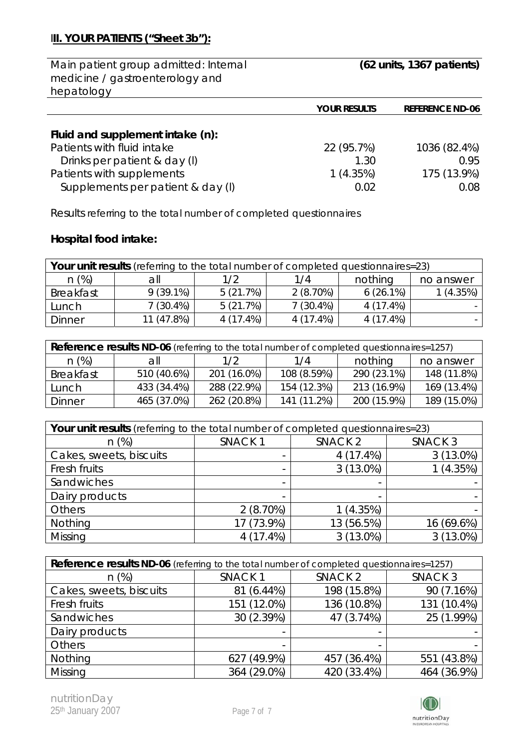## III. YOUR PATIENTS ("Sheet 3b"):

| Main patient group admitted: Internal medicine / gastroenterology and hepatology | | **(62 units, 1367 patients)** |
|---|---|---|
| | **YOUR RESULTS** | **REFERENCE ND-06** |
| **Fluid and supplement intake (n):** | | |
| Patients with fluid intake | 22 (95.7%) | 1036 (82.4%) |
| Drinks per patient & day (l) | 1.30 | 0.95 |
| Patients with supplements | 1 (4.35%) | 175 (13.9%) |
| Supplements per patient & day (l) | 0.02 | 0.08 |

Results referring to the total number of completed questionnaires

**Hospital food intake:**

| **Your unit results** (referring to the total number of completed questionnaires=23) | | | | | |
|---|---|---|---|---|---|
| n (%) | all | 1/2 | 1/4 | nothing | no answer |
| Breakfast | 9 (39.1%) | 5 (21.7%) | 2 (8.70%) | 6 (26.1%) | 1 (4.35%) |
| Lunch | 7 (30.4%) | 5 (21.7%) | 7 (30.4%) | 4 (17.4%) | - |
| Dinner | 11 (47.8%) | 4 (17.4%) | 4 (17.4%) | 4 (17.4%) | - |

| **Reference results ND-06** (referring to the total number of completed questionnaires=1257) | | | | | |
|---|---|---|---|---|---|
| n (%) | all | 1/2 | 1/4 | nothing | no answer |
| Breakfast | 510 (40.6%) | 201 (16.0%) | 108 (8.59%) | 290 (23.1%) | 148 (11.8%) |
| Lunch | 433 (34.4%) | 288 (22.9%) | 154 (12.3%) | 213 (16.9%) | 169 (13.4%) |
| Dinner | 465 (37.0%) | 262 (20.8%) | 141 (11.2%) | 200 (15.9%) | 189 (15.0%) |

| **Your unit results** (referring to the total number of completed questionnaires=23) | | | |
|---|---|---|---|
| n (%) | SNACK 1 | SNACK 2 | SNACK 3 |
| Cakes, sweets, biscuits | - | 4 (17.4%) | 3 (13.0%) |
| Fresh fruits | - | 3 (13.0%) | 1 (4.35%) |
| Sandwiches | - | - | - |
| Dairy products | - | - | - |
| Others | 2 (8.70%) | 1 (4.35%) | - |
| Nothing | 17 (73.9%) | 13 (56.5%) | 16 (69.6%) |
| Missing | 4 (17.4%) | 3 (13.0%) | 3 (13.0%) |

| **Reference results ND-06** (referring to the total number of completed questionnaires=1257) | | | |
|---|---|---|---|
| n (%) | SNACK 1 | SNACK 2 | SNACK 3 |
| Cakes, sweets, biscuits | 81 (6.44%) | 198 (15.8%) | 90 (7.16%) |
| Fresh fruits | 151 (12.0%) | 136 (10.8%) | 131 (10.4%) |
| Sandwiches | 30 (2.39%) | 47 (3.74%) | 25 (1.99%) |
| Dairy products | - | - | - |
| Others | - | - | - |
| Nothing | 627 (49.9%) | 457 (36.4%) | 551 (43.8%) |
| Missing | 364 (29.0%) | 420 (33.4%) | 464 (36.9%) |